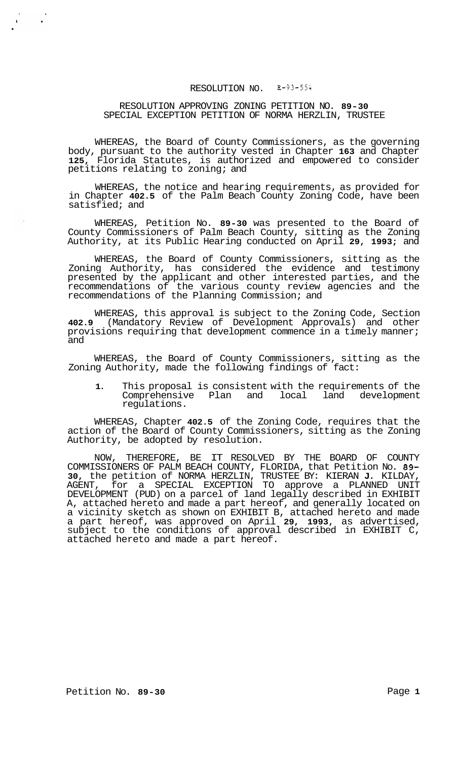RESOLUTION NO. R-93-554

RESOLUTION APPROVING ZONING PETITION NO. **89-30**
SPECIAL EXCEPTION PETITION OF NORMA HERZLIN, TRUSTEE

WHEREAS, the Board of County Commissioners, as the governing body, pursuant to the authority vested in Chapter **163** and Chapter **125**, Florida Statutes, is authorized and empowered to consider petitions relating to zoning; and

WHEREAS, the notice and hearing requirements, as provided for in Chapter **402.5** of the Palm Beach County Zoning Code, have been satisfied; and

WHEREAS, Petition No. **89-30** was presented to the Board of County Commissioners of Palm Beach County, sitting as the Zoning Authority, at its Public Hearing conducted on April **29**, **1993**; and

WHEREAS, the Board of County Commissioners, sitting as the Zoning Authority, has considered the evidence and testimony presented by the applicant and other interested parties, and the recommendations of the various county review agencies and the recommendations of the Planning Commission; and

WHEREAS, this approval is subject to the Zoning Code, Section **402.9** (Mandatory Review of Development Approvals) and other provisions requiring that development commence in a timely manner; and

WHEREAS, the Board of County Commissioners, sitting as the Zoning Authority, made the following findings of fact:

**1.** This proposal is consistent with the requirements of the Comprehensive Plan and local land development regulations.

WHEREAS, Chapter **402.5** of the Zoning Code, requires that the action of the Board of County Commissioners, sitting as the Zoning Authority, be adopted by resolution.

NOW, THEREFORE, BE IT RESOLVED BY THE BOARD OF COUNTY COMMISSIONERS OF PALM BEACH COUNTY, FLORIDA, that Petition No. **89-30**, the petition of NORMA HERZLIN, TRUSTEE BY: KIERAN **J.** KILDAY, AGENT, for a SPECIAL EXCEPTION TO approve a PLANNED UNIT DEVELOPMENT (PUD) on a parcel of land legally described in EXHIBIT A, attached hereto and made a part hereof, and generally located on a vicinity sketch as shown on EXHIBIT B, attached hereto and made a part hereof, was approved on April **29**, **1993**, as advertised, subject to the conditions of approval described in EXHIBIT C, attached hereto and made a part hereof.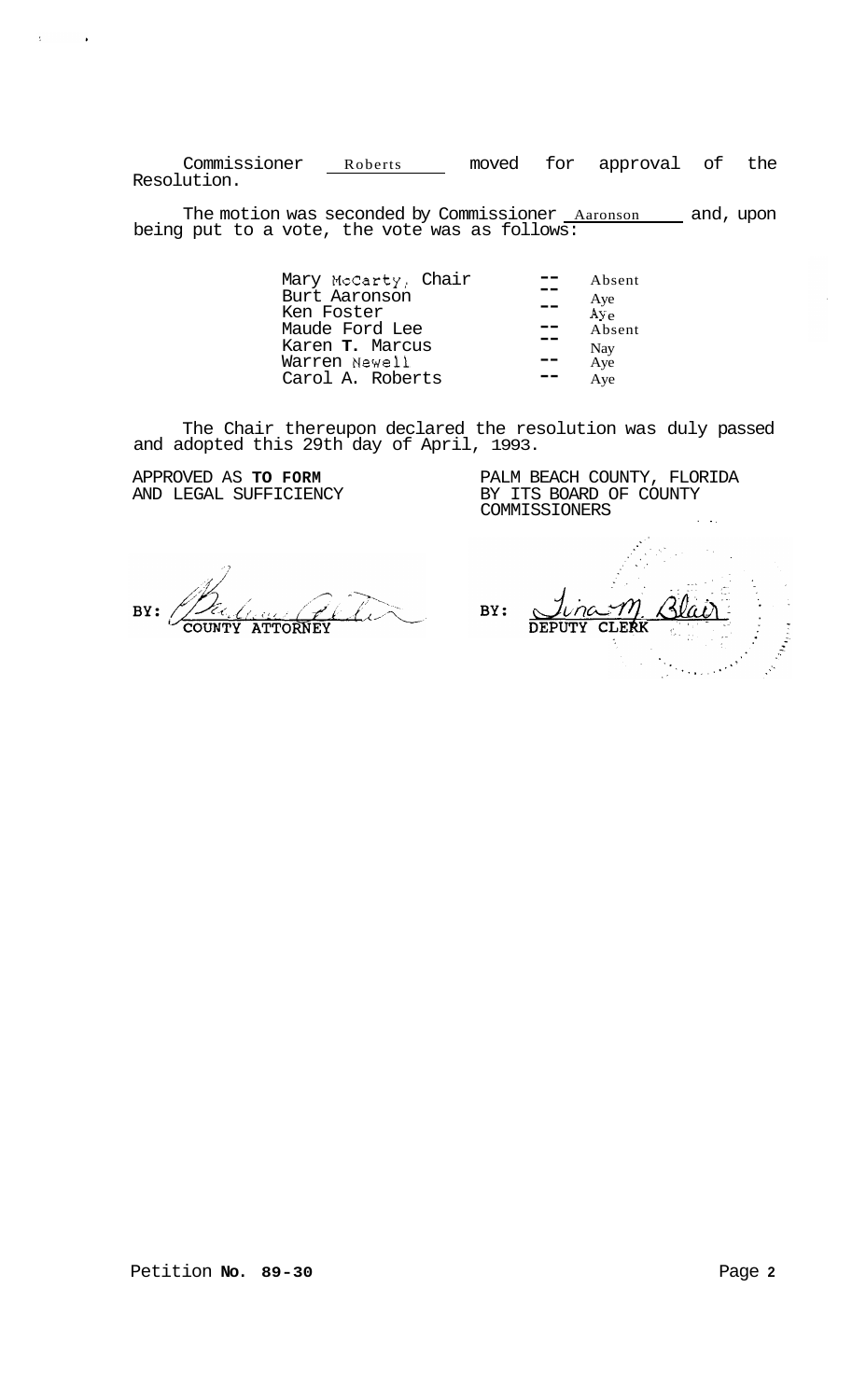Commissioner Roberts moved for approval of the Resolution.

The motion was seconded by Commissioner Aaronson and, upon being put to a vote, the vote was as follows:

| | | |
|---|---|---|
| Mary McCarty, Chair | -- | Absent |
| Burt Aaronson | -- | Aye |
| Ken Foster | -- | Aye |
| Maude Ford Lee | -- | Absent |
| Karen T. Marcus | -- | Nay |
| Warren Newell | -- | Aye |
| Carol A. Roberts | -- | Aye |

The Chair thereupon declared the resolution was duly passed and adopted this 29th day of April, 1993.

APPROVED AS **TO FORM** AND LEGAL SUFFICIENCY

BY: COUNTY ATTORNEY

PALM BEACH COUNTY, FLORIDA BY ITS BOARD OF COUNTY COMMISSIONERS

BY: Tina M. Blair DEPUTY CLERK

Petition **No. 89-30**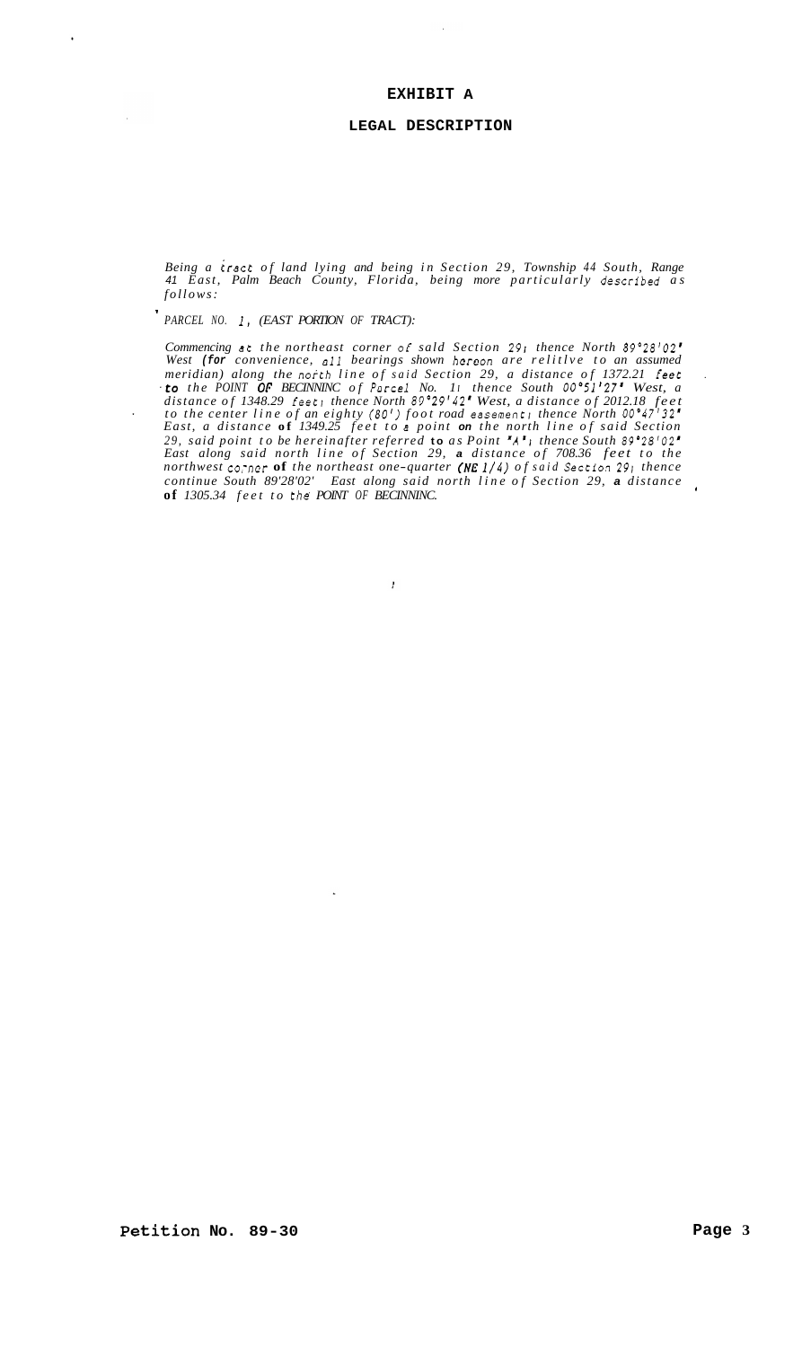# EXHIBIT A

## LEGAL DESCRIPTION

*Being a tract of land lying and being in Section 29, Township 44 South, Range 41 East, Palm Beach County, Florida, being more particularly described as follows:*

*PARCEL NO. 1, (EAST PORTION OF TRACT):*

*Commencing at the northeast corner of said Section 29; thence North 89°28'02" West (for convenience, all bearings shown hereon are relitlve to an assumed meridian) along the north line of said Section 29, a distance of 1372.21 feet to the POINT OF BECINNINC of Parcel No. 1; thence South 00°51'27" West, a distance of 1348.29 feet; thence North 89°29'42" West, a distance of 2012.18 feet to the center line of an eighty (80') foot road easement; thence North 00°47'32" East, a distance of 1349.25 feet to a point on the north line of said Section 29, said point to be hereinafter referred to as Point "A"; thence South 89°28'02" East along said north line of Section 29, a distance of 708.36 feet to the northwest corner of the northeast one-quarter (NE 1/4) of said Section 29; thence continue South 89'28'02' East along said north line of Section 29, a distance of 1305.34 feet to the POINT OF BECINNINC.*

**Petition No. 89-30**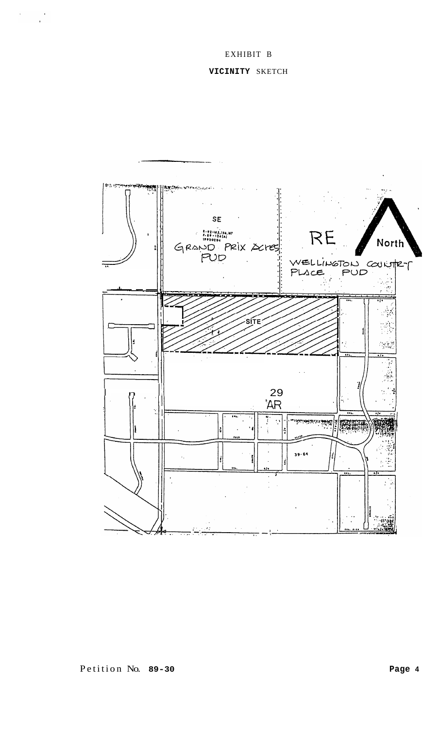EXHIBIT B

**VICINITY** SKETCH

SE

GRAND PRIX Acres PUD

RE

North

WELLINGTON COUNTRY PLACE PUD

SITE

29

AR

39-64

Petition No. **89-30**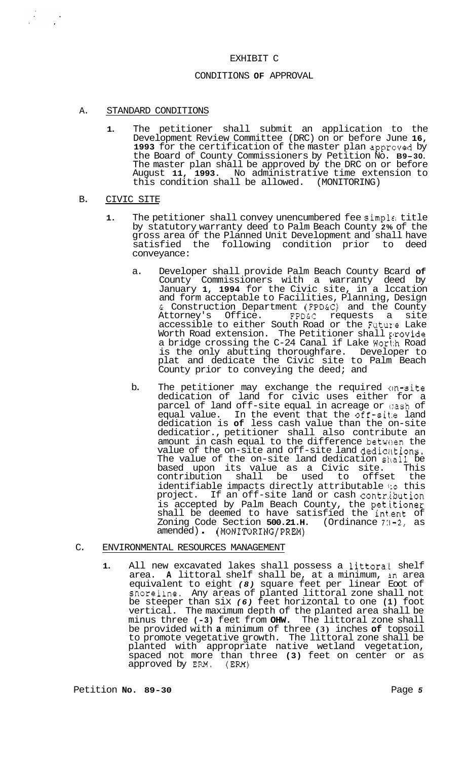# EXHIBIT C

## CONDITIONS OF APPROVAL

A. STANDARD CONDITIONS

1. The petitioner shall submit an application to the Development Review Committee (DRC) on or before June 16, 1993 for the certification of the master plan approved by the Board of County Commissioners by Petition No. 89-30. The master plan shall be approved by the DRC on or before August 11, 1993. No administrative time extension to this condition shall be allowed. (MONITORING)

B. CIVIC SITE

1. The petitioner shall convey unencumbered fee simple title by statutory warranty deed to Palm Beach County 2% of the gross area of the Planned Unit Development and shall have satisfied the following condition prior to deed conveyance:

   a. Developer shall provide Palm Beach County Board of County Commissioners with a warranty deed by January 1, 1994 for the Civic site, in a location and form acceptable to Facilities, Planning, Design & Construction Department (FPD&C) and the County Attorney's Office. FPD&C requests a site accessible to either South Road or the Future Lake Worth Road extension. The Petitioner shall provide a bridge crossing the C-24 Canal if Lake Worth Road is the only abutting thoroughfare. Developer to plat and dedicate the Civic site to Palm Beach County prior to conveying the deed; and

   b. The petitioner may exchange the required on-site dedication of land for civic uses either for a parcel of land off-site equal in acreage or cash of equal value. In the event that the off-site land dedication is of less cash value than the on-site dedication, petitioner shall also contribute an amount in cash equal to the difference between the value of the on-site and off-site land dedications. The value of the on-site land dedication shall be based upon its value as a Civic site. This contribution shall be used to offset the identifiable impacts directly attributable to this project. If an off-site land or cash contribution is accepted by Palm Beach County, the petitioner shall be deemed to have satisfied the intent of Zoning Code Section 500.21.H. (Ordinance 73-2, as amended). (MONITORING/PREM)

C. ENVIRONMENTAL RESOURCES MANAGEMENT

1. All new excavated lakes shall possess a littoral shelf area. A littoral shelf shall be, at a minimum, an area equivalent to eight *(8)* square feet per linear foot of shoreline. Any areas of planted littoral zone shall not be steeper than six *(6)* feet horizontal to one (1) foot vertical. The maximum depth of the planted area shall be minus three (-3) feet from OHW. The littoral zone shall be provided with a minimum of three (3) inches of topsoil to promote vegetative growth. The littoral zone shall be planted with appropriate native wetland vegetation, spaced not more than three (3) feet on center or as approved by ERM. (ERM)

Petition No. 89-30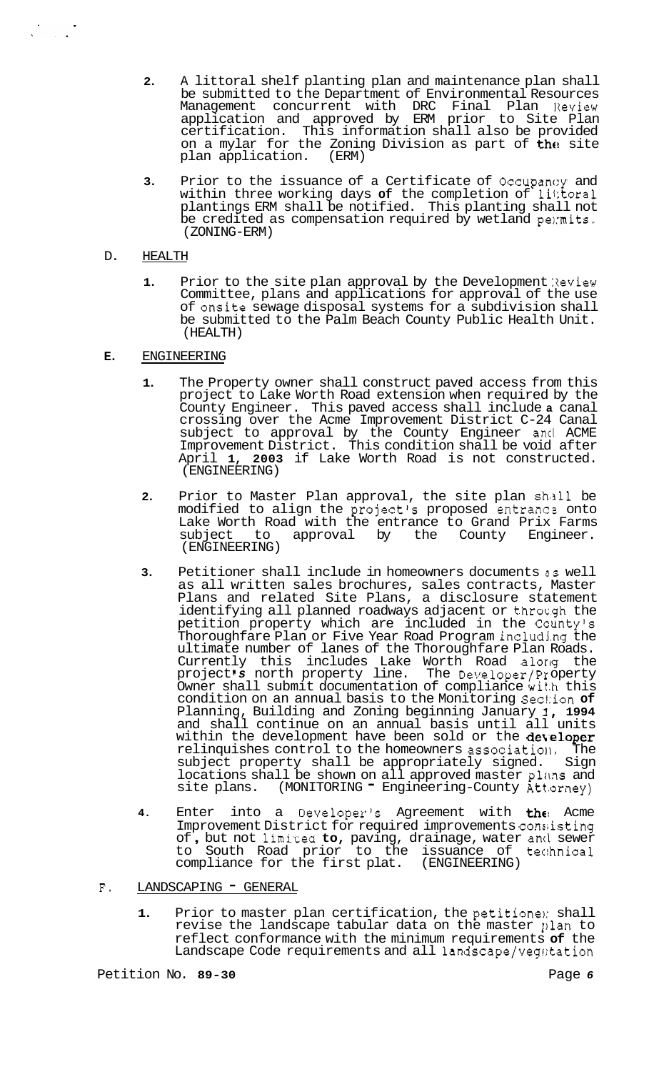2. A littoral shelf planting plan and maintenance plan shall be submitted to the Department of Environmental Resources Management concurrent with DRC Final Plan Review application and approved by ERM prior to Site Plan certification. This information shall also be provided on a mylar for the Zoning Division as part of the site plan application. (ERM)

3. Prior to the issuance of a Certificate of Occupancy and within three working days of the completion of littoral plantings ERM shall be notified. This planting shall not be credited as compensation required by wetland permits. (ZONING-ERM)

D. HEALTH

1. Prior to the site plan approval by the Development Review Committee, plans and applications for approval of the use of onsite sewage disposal systems for a subdivision shall be submitted to the Palm Beach County Public Health Unit. (HEALTH)

E. ENGINEERING

1. The Property owner shall construct paved access from this project to Lake Worth Road extension when required by the County Engineer. This paved access shall include a canal crossing over the Acme Improvement District C-24 Canal subject to approval by the County Engineer and ACME Improvement District. This condition shall be void after April 1, 2003 if Lake Worth Road is not constructed. (ENGINEERING)

2. Prior to Master Plan approval, the site plan shall be modified to align the project's proposed entrance onto Lake Worth Road with the entrance to Grand Prix Farms subject to approval by the County Engineer. (ENGINEERING)

3. Petitioner shall include in homeowners documents as well as all written sales brochures, sales contracts, Master Plans and related Site Plans, a disclosure statement identifying all planned roadways adjacent or through the petition property which are included in the County's Thoroughfare Plan or Five Year Road Program including the ultimate number of lanes of the Thoroughfare Plan Roads. Currently this includes Lake Worth Road along the project's north property line. The Developer/Property Owner shall submit documentation of compliance with this condition on an annual basis to the Monitoring Section of Planning, Building and Zoning beginning January 1, 1994 and shall continue on an annual basis until all units within the development have been sold or the developer relinquishes control to the homeowners association. The subject property shall be appropriately signed. Sign locations shall be shown on all approved master plans and site plans. (MONITORING - Engineering-County Attorney)

4. Enter into a Developer's Agreement with the Acme Improvement District for required improvements consisting of, but not limited to, paving, drainage, water and sewer to South Road prior to the issuance of technical compliance for the first plat. (ENGINEERING)

F. LANDSCAPING - GENERAL

1. Prior to master plan certification, the petitioner shall revise the landscape tabular data on the master plan to reflect conformance with the minimum requirements of the Landscape Code requirements and all landscape/vegetation

Petition No. 89-30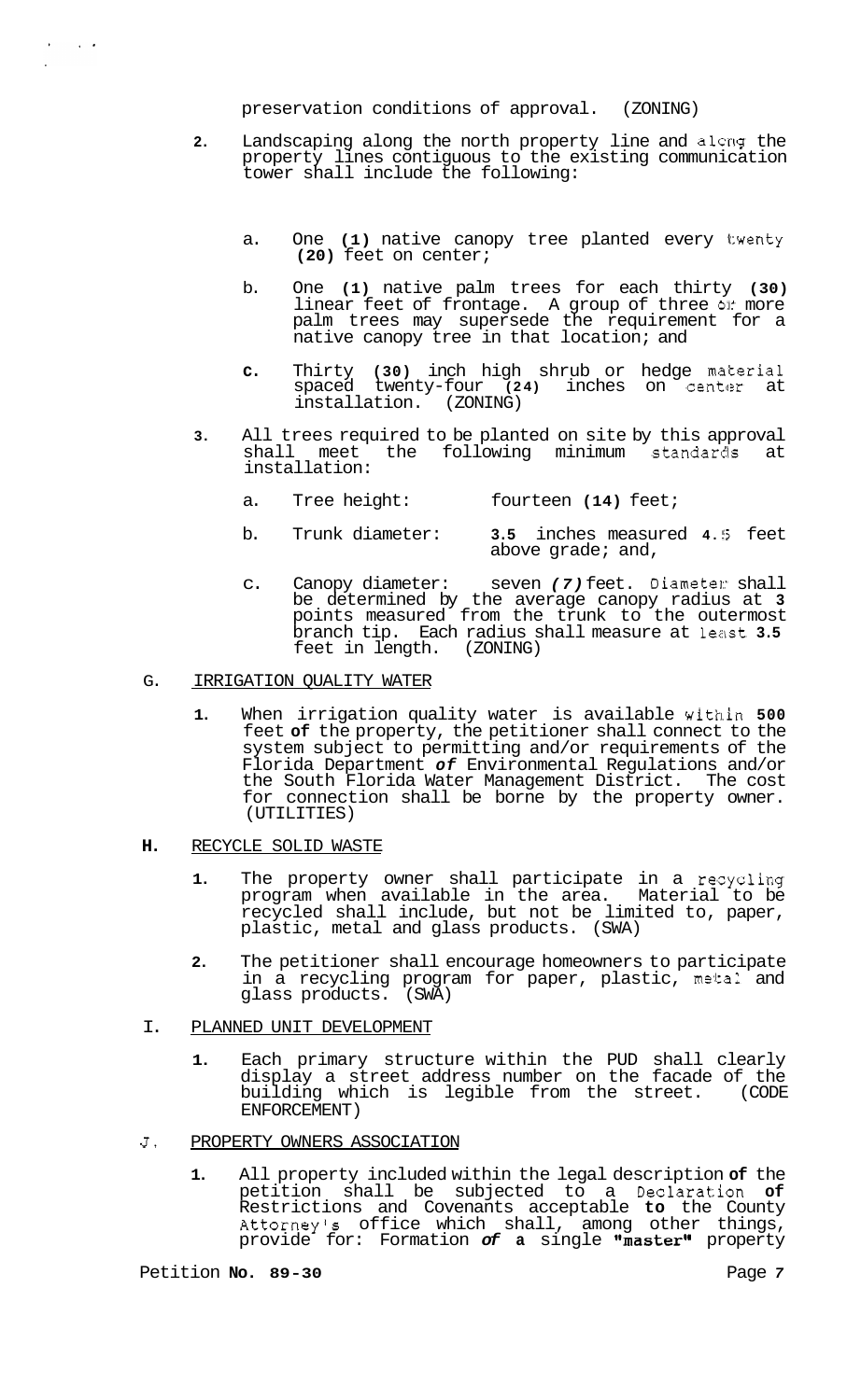preservation conditions of approval. (ZONING)

2. Landscaping along the north property line and along the property lines contiguous to the existing communication tower shall include the following:

   a. One **(1)** native canopy tree planted every twenty **(20)** feet on center;

   b. One **(1)** native palm trees for each thirty **(30)** linear feet of frontage. A group of three or more palm trees may supersede the requirement for a native canopy tree in that location; and

   c. Thirty **(30)** inch high shrub or hedge material spaced twenty-four **(24)** inches on center at installation. (ZONING)

3. All trees required to be planted on site by this approval shall meet the following minimum standards at installation:

   a. Tree height: fourteen **(14)** feet;

   b. Trunk diameter: **3.5** inches measured **4.5** feet above grade; and,

   c. Canopy diameter: seven ***(7)*** feet. Diameter shall be determined by the average canopy radius at **3** points measured from the trunk to the outermost branch tip. Each radius shall measure at least **3.5** feet in length. (ZONING)

G. IRRIGATION QUALITY WATER

1. When irrigation quality water is available within **500** feet **of** the property, the petitioner shall connect to the system subject to permitting and/or requirements of the Florida Department ***of*** Environmental Regulations and/or the South Florida Water Management District. The cost for connection shall be borne by the property owner. (UTILITIES)

**H.** RECYCLE SOLID WASTE

1. The property owner shall participate in a recycling program when available in the area. Material to be recycled shall include, but not be limited to, paper, plastic, metal and glass products. (SWA)

2. The petitioner shall encourage homeowners to participate in a recycling program for paper, plastic, metal and glass products. (SWA)

I. PLANNED UNIT DEVELOPMENT

1. Each primary structure within the PUD shall clearly display a street address number on the facade of the building which is legible from the street. (CODE ENFORCEMENT)

J. PROPERTY OWNERS ASSOCIATION

1. All property included within the legal description **of** the petition shall be subjected to a Declaration **of** Restrictions and Covenants acceptable **to** the County Attorney's office which shall, among other things, provide for: Formation ***of*** **a** single **"master"** property

Petition **No. 89-30**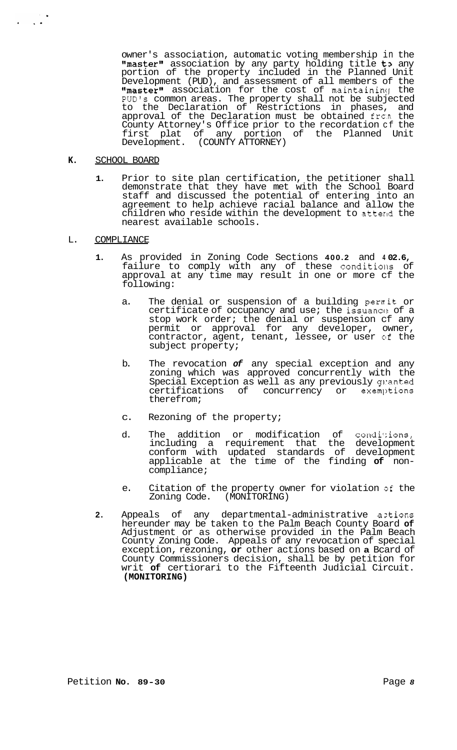owner's association, automatic voting membership in the "master" association by any party holding title to any portion of the property included in the Planned Unit Development (PUD), and assessment of all members of the "master" association for the cost of maintaining the PUD's common areas. The property shall not be subjected to the Declaration of Restrictions in phases, and approval of the Declaration must be obtained from the County Attorney's Office prior to the recordation of the first plat of any portion of the Planned Unit Development. (COUNTY ATTORNEY)

**K.** SCHOOL BOARD

1. Prior to site plan certification, the petitioner shall demonstrate that they have met with the School Board staff and discussed the potential of entering into an agreement to help achieve racial balance and allow the children who reside within the development to attend the nearest available schools.

L. COMPLIANCE

1. As provided in Zoning Code Sections **400.2** and **402.6**, failure to comply with any of these conditions of approval at any time may result in one or more of the following:

   a. The denial or suspension of a building permit or certificate of occupancy and use; the issuance of a stop work order; the denial or suspension of any permit or approval for any developer, owner, contractor, agent, tenant, lessee, or user of the subject property;

   b. The revocation *of* any special exception and any zoning which was approved concurrently with the Special Exception as well as any previously granted certifications of concurrency or exemptions therefrom;

   c. Rezoning of the property;

   d. The addition or modification of conditions, including a requirement that the development conform with updated standards of development applicable at the time of the finding **of** non-compliance;

   e. Citation of the property owner for violation of the Zoning Code. (MONITORING)

2. Appeals of any departmental-administrative actions hereunder may be taken to the Palm Beach County Board **of** Adjustment or as otherwise provided in the Palm Beach County Zoning Code. Appeals of any revocation of special exception, rezoning, **or** other actions based on **a** Board of County Commissioners decision, shall be by petition for writ **of** certiorari to the Fifteenth Judicial Circuit. **(MONITORING)**

Petition **No. 89-30**